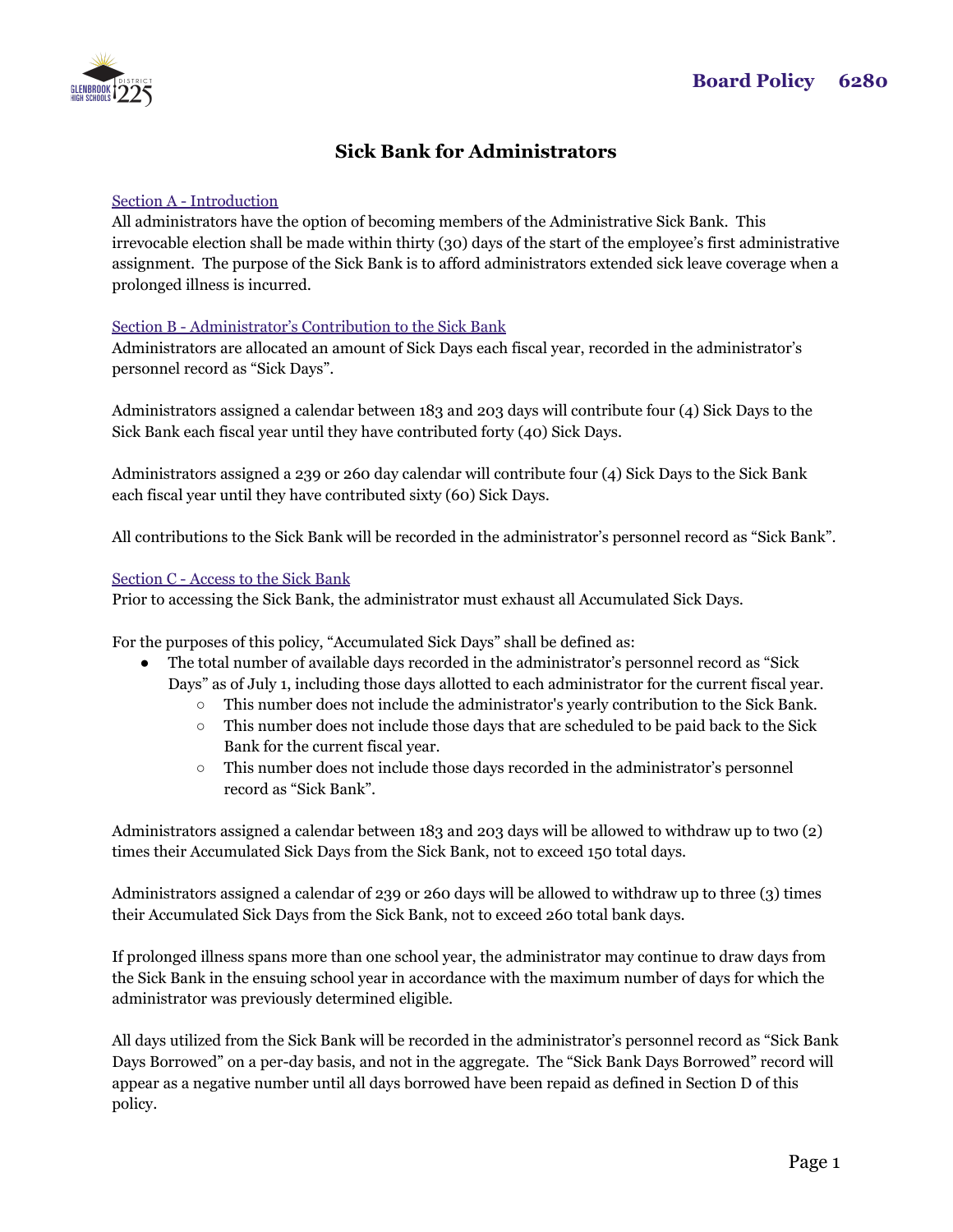Board Policy 6280

# Sick Bank for Administrators

## Section A - Introduction

All administrators have the option of becoming members of the Administrative Sick Bank. This irrevocable election shall be made within thirty (30) days of the start of the employee's first administrative assignment. The purpose of the Sick Bank is to afford administrators extended sick leave coverage when a prolonged illness is incurred.

## Section B - Administrator's Contribution to the Sick Bank

Administrators are allocated an amount of Sick Days each fiscal year, recorded in the administrator's personnel record as "Sick Days".

Administrators assigned a calendar between 183 and 203 days will contribute four (4) Sick Days to the Sick Bank each fiscal year until they have contributed forty (40) Sick Days.

Administrators assigned a 239 or 260 day calendar will contribute four (4) Sick Days to the Sick Bank each fiscal year until they have contributed sixty (60) Sick Days.

All contributions to the Sick Bank will be recorded in the administrator's personnel record as "Sick Bank".

## Section C - Access to the Sick Bank

Prior to accessing the Sick Bank, the administrator must exhaust all Accumulated Sick Days.

For the purposes of this policy, "Accumulated Sick Days" shall be defined as:

- The total number of available days recorded in the administrator's personnel record as "Sick Days" as of July 1, including those days allotted to each administrator for the current fiscal year.
  - This number does not include the administrator's yearly contribution to the Sick Bank.
  - This number does not include those days that are scheduled to be paid back to the Sick Bank for the current fiscal year.
  - This number does not include those days recorded in the administrator's personnel record as "Sick Bank".

Administrators assigned a calendar between 183 and 203 days will be allowed to withdraw up to two (2) times their Accumulated Sick Days from the Sick Bank, not to exceed 150 total days.

Administrators assigned a calendar of 239 or 260 days will be allowed to withdraw up to three (3) times their Accumulated Sick Days from the Sick Bank, not to exceed 260 total bank days.

If prolonged illness spans more than one school year, the administrator may continue to draw days from the Sick Bank in the ensuing school year in accordance with the maximum number of days for which the administrator was previously determined eligible.

All days utilized from the Sick Bank will be recorded in the administrator's personnel record as "Sick Bank Days Borrowed" on a per-day basis, and not in the aggregate. The "Sick Bank Days Borrowed" record will appear as a negative number until all days borrowed have been repaid as defined in Section D of this policy.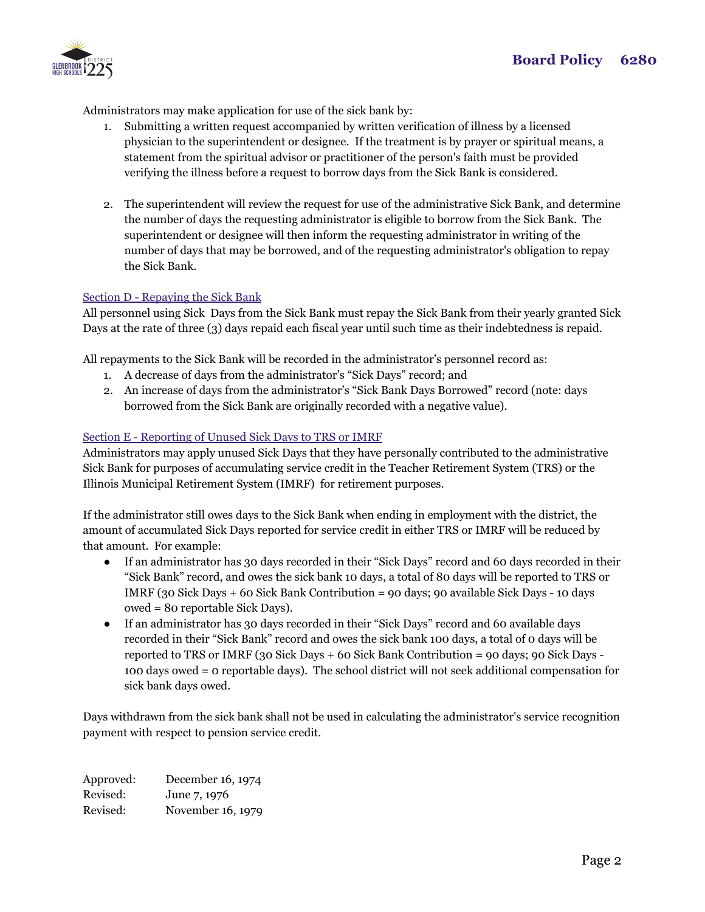Administrators may make application for use of the sick bank by:

1. Submitting a written request accompanied by written verification of illness by a licensed physician to the superintendent or designee. If the treatment is by prayer or spiritual means, a statement from the spiritual advisor or practitioner of the person's faith must be provided verifying the illness before a request to borrow days from the Sick Bank is considered.

2. The superintendent will review the request for use of the administrative Sick Bank, and determine the number of days the requesting administrator is eligible to borrow from the Sick Bank. The superintendent or designee will then inform the requesting administrator in writing of the number of days that may be borrowed, and of the requesting administrator's obligation to repay the Sick Bank.

### Section D - Repaying the Sick Bank

All personnel using Sick Days from the Sick Bank must repay the Sick Bank from their yearly granted Sick Days at the rate of three (3) days repaid each fiscal year until such time as their indebtedness is repaid.

All repayments to the Sick Bank will be recorded in the administrator's personnel record as:

1. A decrease of days from the administrator's "Sick Days" record; and
2. An increase of days from the administrator's "Sick Bank Days Borrowed" record (note: days borrowed from the Sick Bank are originally recorded with a negative value).

### Section E - Reporting of Unused Sick Days to TRS or IMRF

Administrators may apply unused Sick Days that they have personally contributed to the administrative Sick Bank for purposes of accumulating service credit in the Teacher Retirement System (TRS) or the Illinois Municipal Retirement System (IMRF) for retirement purposes.

If the administrator still owes days to the Sick Bank when ending in employment with the district, the amount of accumulated Sick Days reported for service credit in either TRS or IMRF will be reduced by that amount. For example:

- If an administrator has 30 days recorded in their "Sick Days" record and 60 days recorded in their "Sick Bank" record, and owes the sick bank 10 days, a total of 80 days will be reported to TRS or IMRF (30 Sick Days + 60 Sick Bank Contribution = 90 days; 90 available Sick Days - 10 days owed = 80 reportable Sick Days).
- If an administrator has 30 days recorded in their "Sick Days" record and 60 available days recorded in their "Sick Bank" record and owes the sick bank 100 days, a total of 0 days will be reported to TRS or IMRF (30 Sick Days + 60 Sick Bank Contribution = 90 days; 90 Sick Days - 100 days owed = 0 reportable days). The school district will not seek additional compensation for sick bank days owed.

Days withdrawn from the sick bank shall not be used in calculating the administrator's service recognition payment with respect to pension service credit.

| | |
|---|---|
| Approved: | December 16, 1974 |
| Revised: | June 7, 1976 |
| Revised: | November 16, 1979 |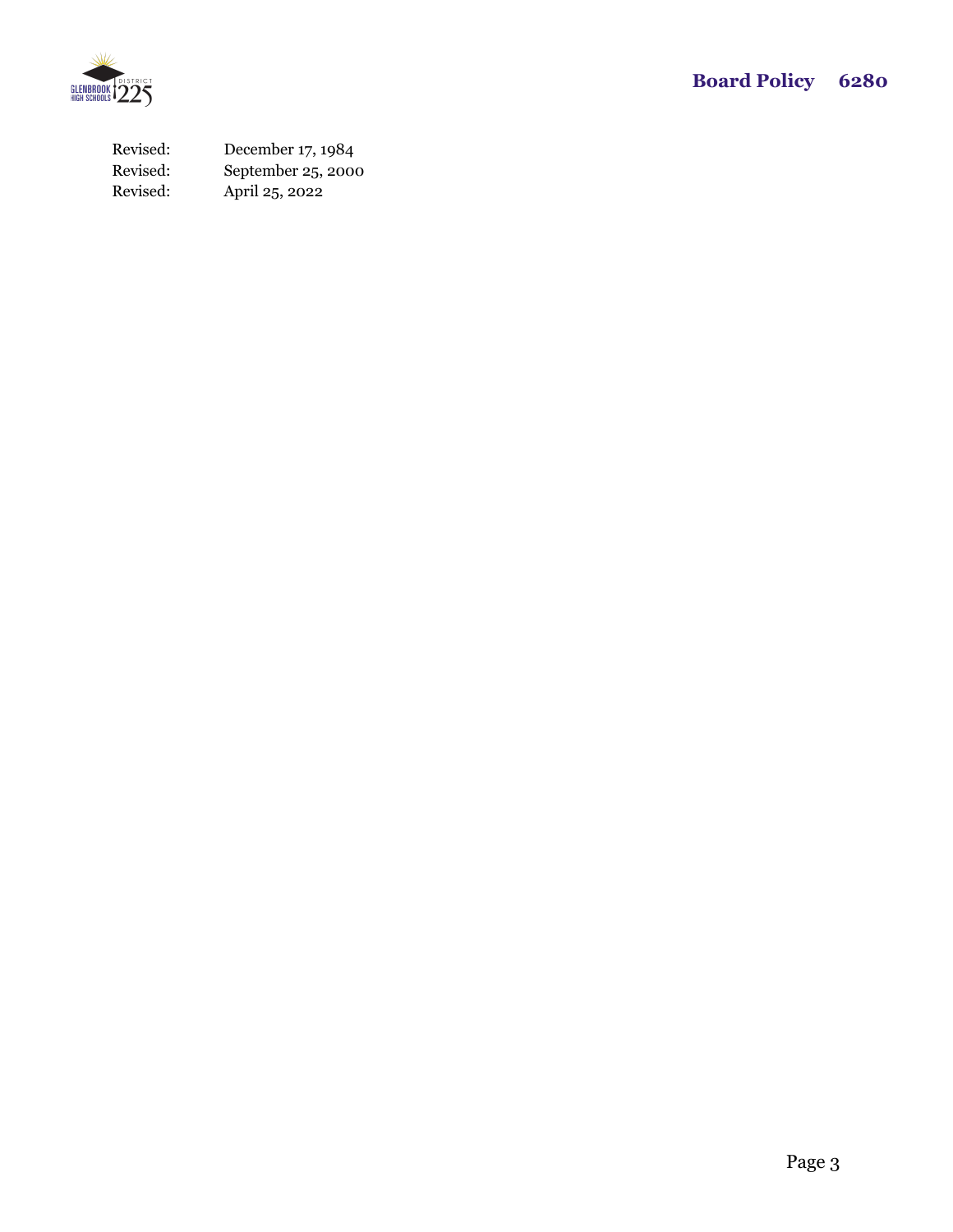| | |
|---|---|
| Revised: | December 17, 1984 |
| Revised: | September 25, 2000 |
| Revised: | April 25, 2022 |